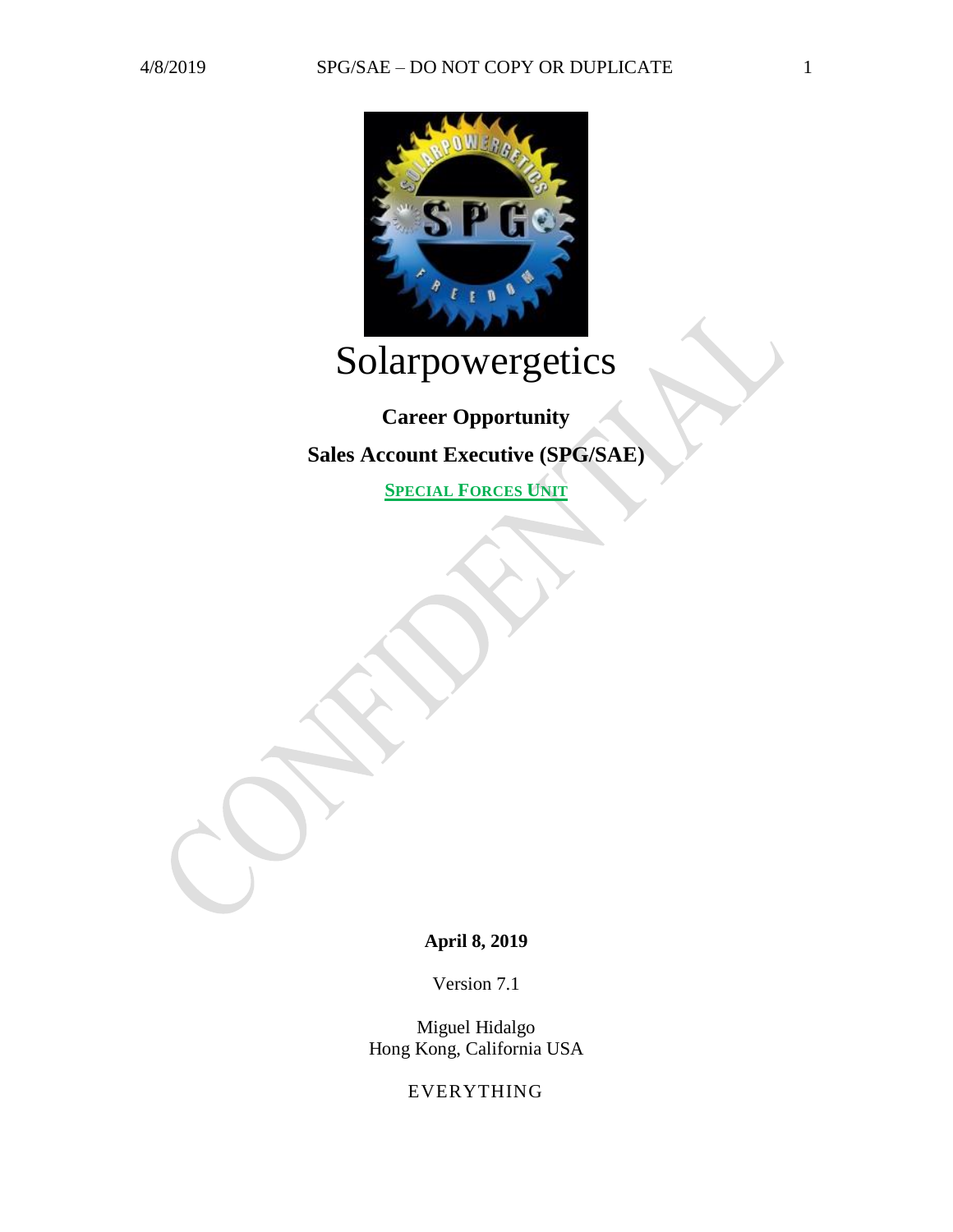# Solarpowergetics

**Career Opportunity**

**Sales Account Executive (SPG/SAE)**

**SPECIAL FORCES UNIT**

**April 8, 2019**

Version 7.1

Miguel Hidalgo
Hong Kong, California USA

EVERYTHING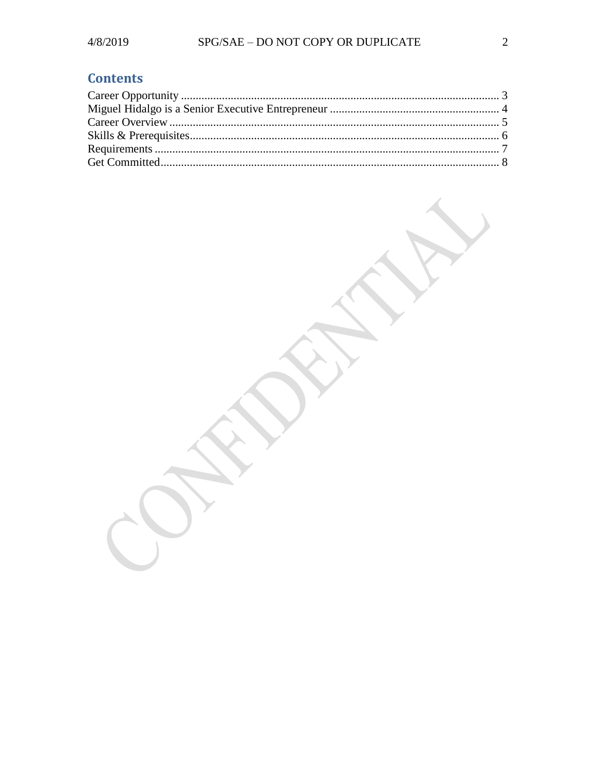## Contents

Career Opportunity ........................................................................................................... 3
Miguel Hidalgo is a Senior Executive Entrepreneur ......................................................... 4
Career Overview .............................................................................................................. 5
Skills & Prerequisites........................................................................................................ 6
Requirements .................................................................................................................... 7
Get Committed.................................................................................................................. 8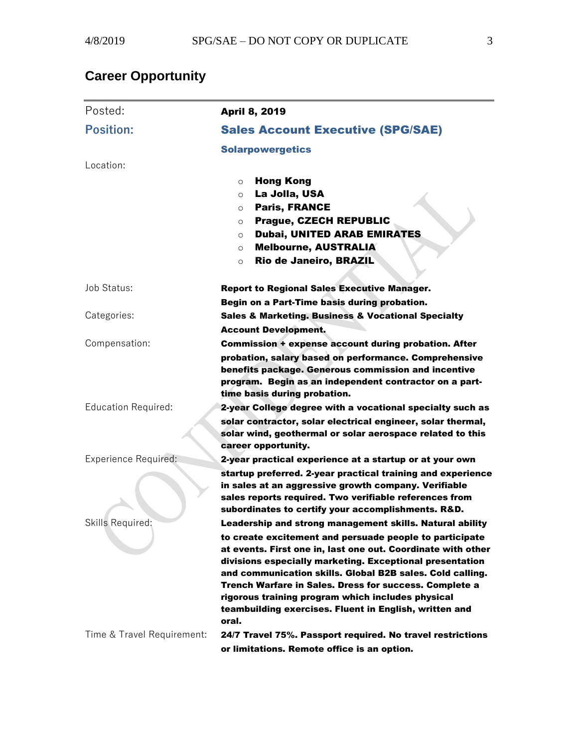## Career Opportunity

| | |
|---|---|
| Posted: | **April 8, 2019** |
| **Position:** | **Sales Account Executive (SPG/SAE)** |
| | **Solarpowergetics** |
| Location: | <ul><li>**Hong Kong**</li><li>**La Jolla, USA**</li><li>**Paris, FRANCE**</li><li>**Prague, CZECH REPUBLIC**</li><li>**Dubai, UNITED ARAB EMIRATES**</li><li>**Melbourne, AUSTRALIA**</li><li>**Rio de Janeiro, BRAZIL**</li></ul> |
| Job Status: | **Report to Regional Sales Executive Manager. Begin on a Part-Time basis during probation.** |
| Categories: | **Sales & Marketing. Business & Vocational Specialty Account Development.** |
| Compensation: | **Commission + expense account during probation. After probation, salary based on performance. Comprehensive benefits package. Generous commission and incentive program. Begin as an independent contractor on a part-time basis during probation.** |
| Education Required: | **2-year College degree with a vocational specialty such as solar contractor, solar electrical engineer, solar thermal, solar wind, geothermal or solar aerospace related to this career opportunity.** |
| Experience Required: | **2-year practical experience at a startup or at your own startup preferred. 2-year practical training and experience in sales at an aggressive growth company. Verifiable sales reports required. Two verifiable references from subordinates to certify your accomplishments. R&D.** |
| Skills Required: | **Leadership and strong management skills. Natural ability to create excitement and persuade people to participate at events. First one in, last one out. Coordinate with other divisions especially marketing. Exceptional presentation and communication skills. Global B2B sales. Cold calling. Trench Warfare in Sales. Dress for success. Complete a rigorous training program which includes physical teambuilding exercises. Fluent in English, written and oral.** |
| Time & Travel Requirement: | **24/7 Travel 75%. Passport required. No travel restrictions or limitations. Remote office is an option.** |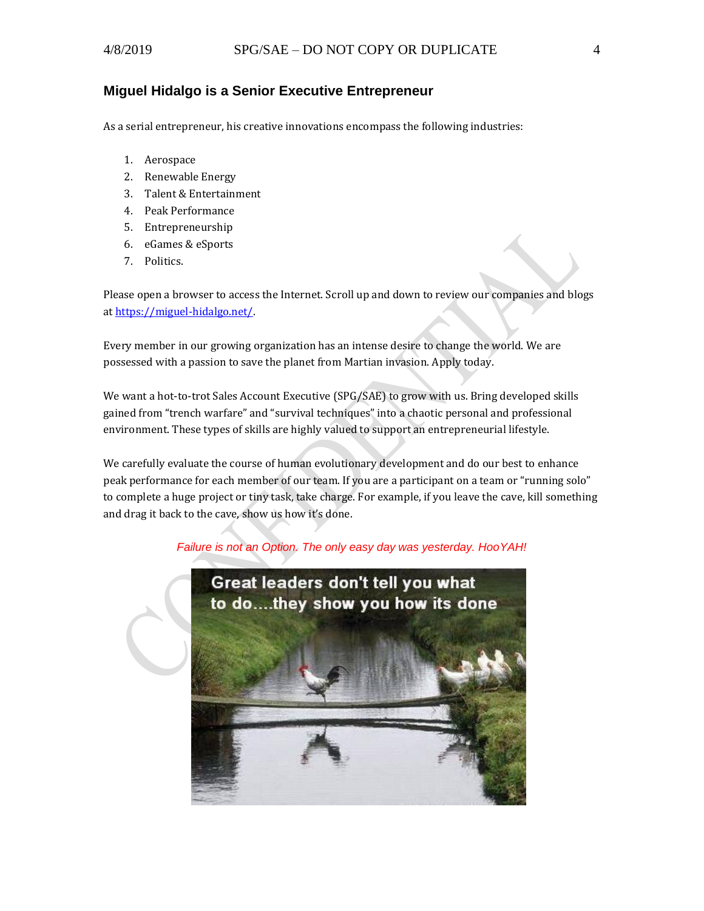## Miguel Hidalgo is a Senior Executive Entrepreneur

As a serial entrepreneur, his creative innovations encompass the following industries:

1. Aerospace
2. Renewable Energy
3. Talent & Entertainment
4. Peak Performance
5. Entrepreneurship
6. eGames & eSports
7. Politics.

Please open a browser to access the Internet. Scroll up and down to review our companies and blogs at [https://miguel-hidalgo.net/](https://miguel-hidalgo.net/).

Every member in our growing organization has an intense desire to change the world. We are possessed with a passion to save the planet from Martian invasion. Apply today.

We want a hot-to-trot Sales Account Executive (SPG/SAE) to grow with us. Bring developed skills gained from "trench warfare" and "survival techniques" into a chaotic personal and professional environment. These types of skills are highly valued to support an entrepreneurial lifestyle.

We carefully evaluate the course of human evolutionary development and do our best to enhance peak performance for each member of our team. If you are a participant on a team or "running solo" to complete a huge project or tiny task, take charge. For example, if you leave the cave, kill something and drag it back to the cave, show us how it's done.

*Failure is not an Option. The only easy day was yesterday. HooYAH!*

Great leaders don't tell you what to do....they show you how its done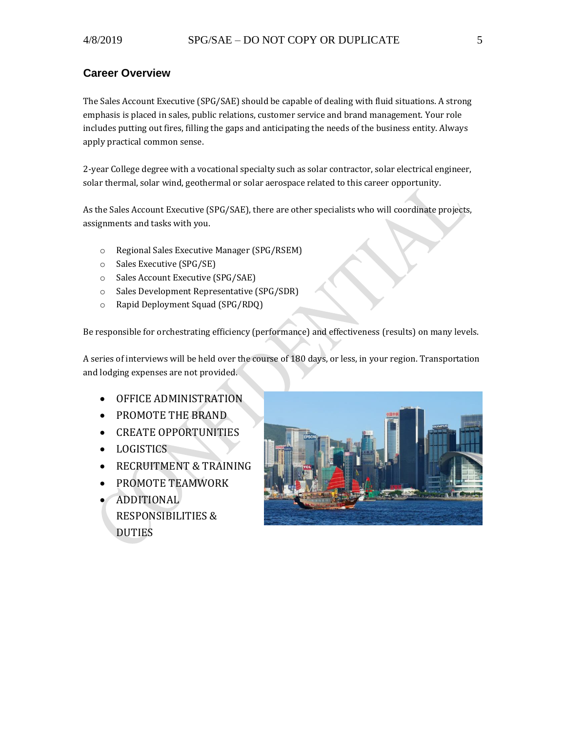## Career Overview

The Sales Account Executive (SPG/SAE) should be capable of dealing with fluid situations. A strong emphasis is placed in sales, public relations, customer service and brand management. Your role includes putting out fires, filling the gaps and anticipating the needs of the business entity. Always apply practical common sense.

2-year College degree with a vocational specialty such as solar contractor, solar electrical engineer, solar thermal, solar wind, geothermal or solar aerospace related to this career opportunity.

As the Sales Account Executive (SPG/SAE), there are other specialists who will coordinate projects, assignments and tasks with you.

- Regional Sales Executive Manager (SPG/RSEM)
- Sales Executive (SPG/SE)
- Sales Account Executive (SPG/SAE)
- Sales Development Representative (SPG/SDR)
- Rapid Deployment Squad (SPG/RDQ)

Be responsible for orchestrating efficiency (performance) and effectiveness (results) on many levels.

A series of interviews will be held over the course of 180 days, or less, in your region. Transportation and lodging expenses are not provided.

- OFFICE ADMINISTRATION
- PROMOTE THE BRAND
- CREATE OPPORTUNITIES
- LOGISTICS
- RECRUITMENT & TRAINING
- PROMOTE TEAMWORK
- ADDITIONAL RESPONSIBILITIES & DUTIES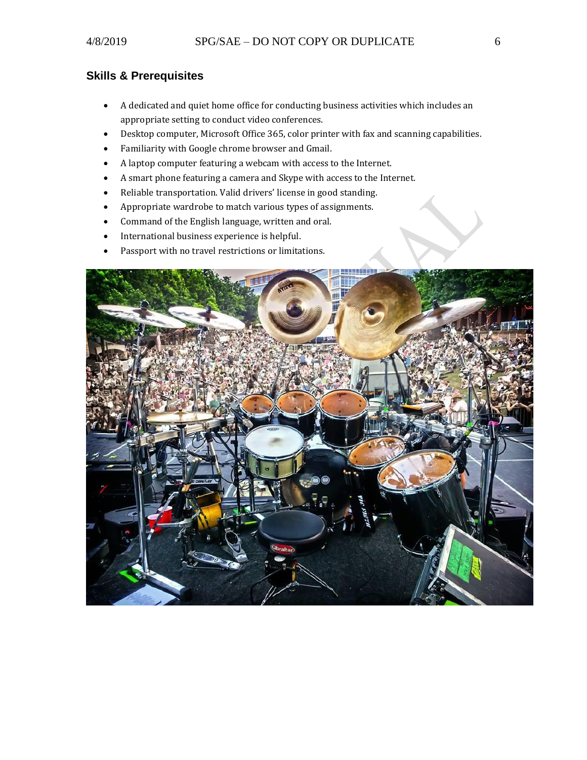## Skills & Prerequisites

- A dedicated and quiet home office for conducting business activities which includes an appropriate setting to conduct video conferences.
- Desktop computer, Microsoft Office 365, color printer with fax and scanning capabilities.
- Familiarity with Google chrome browser and Gmail.
- A laptop computer featuring a webcam with access to the Internet.
- A smart phone featuring a camera and Skype with access to the Internet.
- Reliable transportation. Valid drivers' license in good standing.
- Appropriate wardrobe to match various types of assignments.
- Command of the English language, written and oral.
- International business experience is helpful.
- Passport with no travel restrictions or limitations.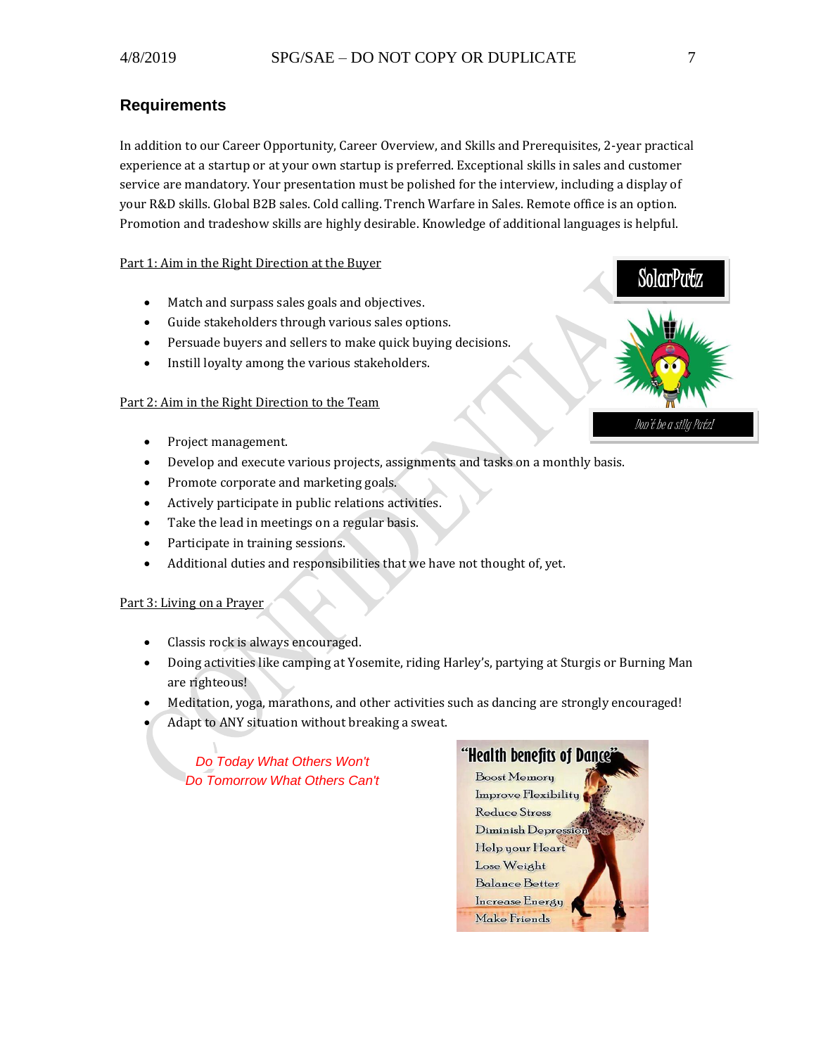## Requirements

In addition to our Career Opportunity, Career Overview, and Skills and Prerequisites, 2-year practical experience at a startup or at your own startup is preferred. Exceptional skills in sales and customer service are mandatory. Your presentation must be polished for the interview, including a display of your R&D skills. Global B2B sales. Cold calling. Trench Warfare in Sales. Remote office is an option. Promotion and tradeshow skills are highly desirable. Knowledge of additional languages is helpful.

Part 1: Aim in the Right Direction at the Buyer

- Match and surpass sales goals and objectives.
- Guide stakeholders through various sales options.
- Persuade buyers and sellers to make quick buying decisions.
- Instill loyalty among the various stakeholders.

Part 2: Aim in the Right Direction to the Team

- Project management.
- Develop and execute various projects, assignments and tasks on a monthly basis.
- Promote corporate and marketing goals.
- Actively participate in public relations activities.
- Take the lead in meetings on a regular basis.
- Participate in training sessions.
- Additional duties and responsibilities that we have not thought of, yet.

Part 3: Living on a Prayer

- Classis rock is always encouraged.
- Doing activities like camping at Yosemite, riding Harley's, partying at Sturgis or Burning Man are righteous!
- Meditation, yoga, marathons, and other activities such as dancing are strongly encouraged!
- Adapt to ANY situation without breaking a sweat.

*Do Today What Others Won't*
*Do Tomorrow What Others Can't*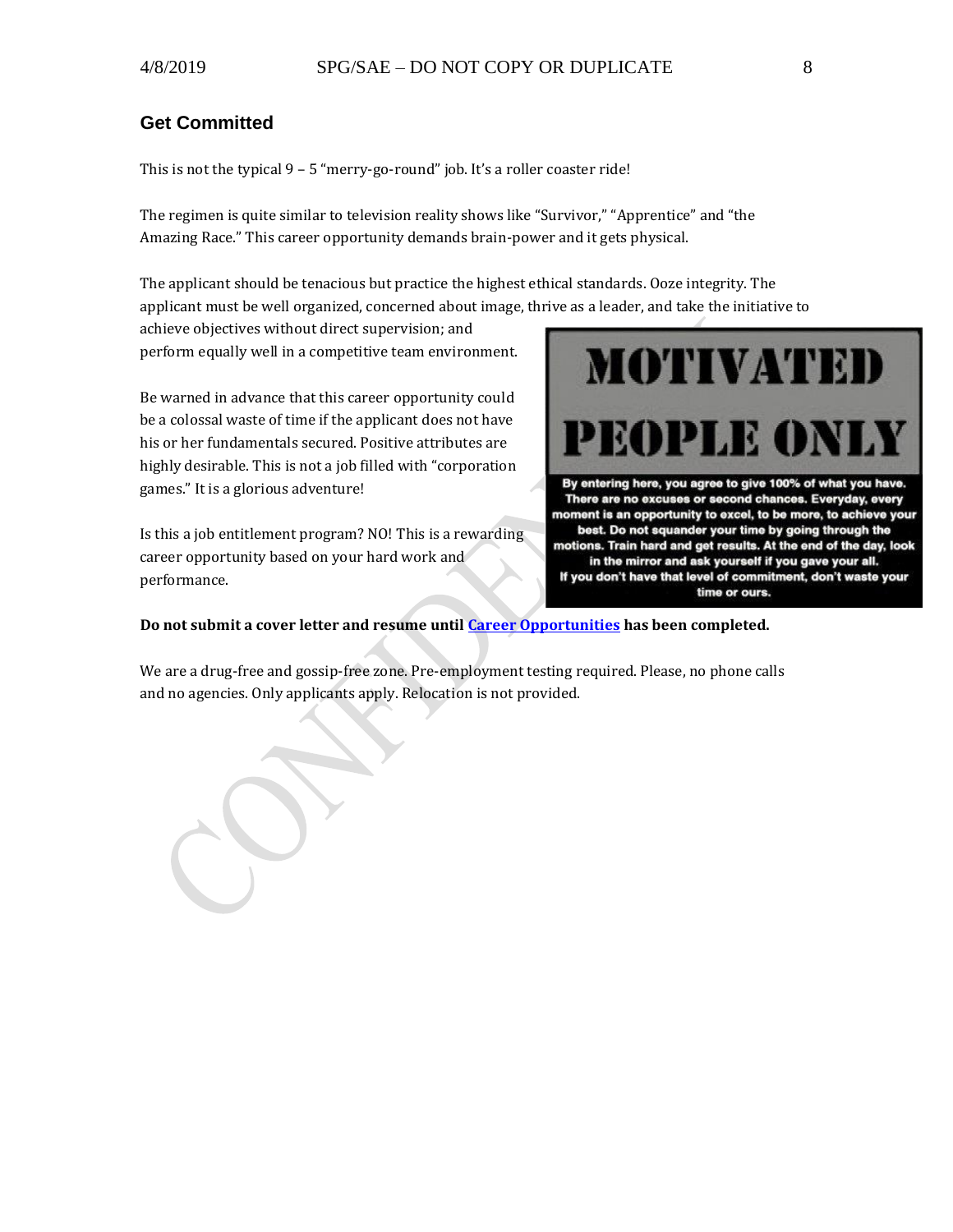## Get Committed

This is not the typical 9 – 5 "merry-go-round" job. It's a roller coaster ride!

The regimen is quite similar to television reality shows like "Survivor," "Apprentice" and "the Amazing Race." This career opportunity demands brain-power and it gets physical.

The applicant should be tenacious but practice the highest ethical standards. Ooze integrity. The applicant must be well organized, concerned about image, thrive as a leader, and take the initiative to achieve objectives without direct supervision; and perform equally well in a competitive team environment.

Be warned in advance that this career opportunity could be a colossal waste of time if the applicant does not have his or her fundamentals secured. Positive attributes are highly desirable. This is not a job filled with "corporation games." It is a glorious adventure!

Is this a job entitlement program? NO! This is a rewarding career opportunity based on your hard work and performance.

MOTIVATED PEOPLE ONLY

By entering here, you agree to give 100% of what you have. There are no excuses or second chances. Everyday, every moment is an opportunity to excel, to be more, to achieve your best. Do not squander your time by going through the motions. Train hard and get results. At the end of the day, look in the mirror and ask yourself if you gave your all. If you don't have that level of commitment, don't waste your time or ours.

**Do not submit a cover letter and resume until Career Opportunities has been completed.**

We are a drug-free and gossip-free zone. Pre-employment testing required. Please, no phone calls and no agencies. Only applicants apply. Relocation is not provided.